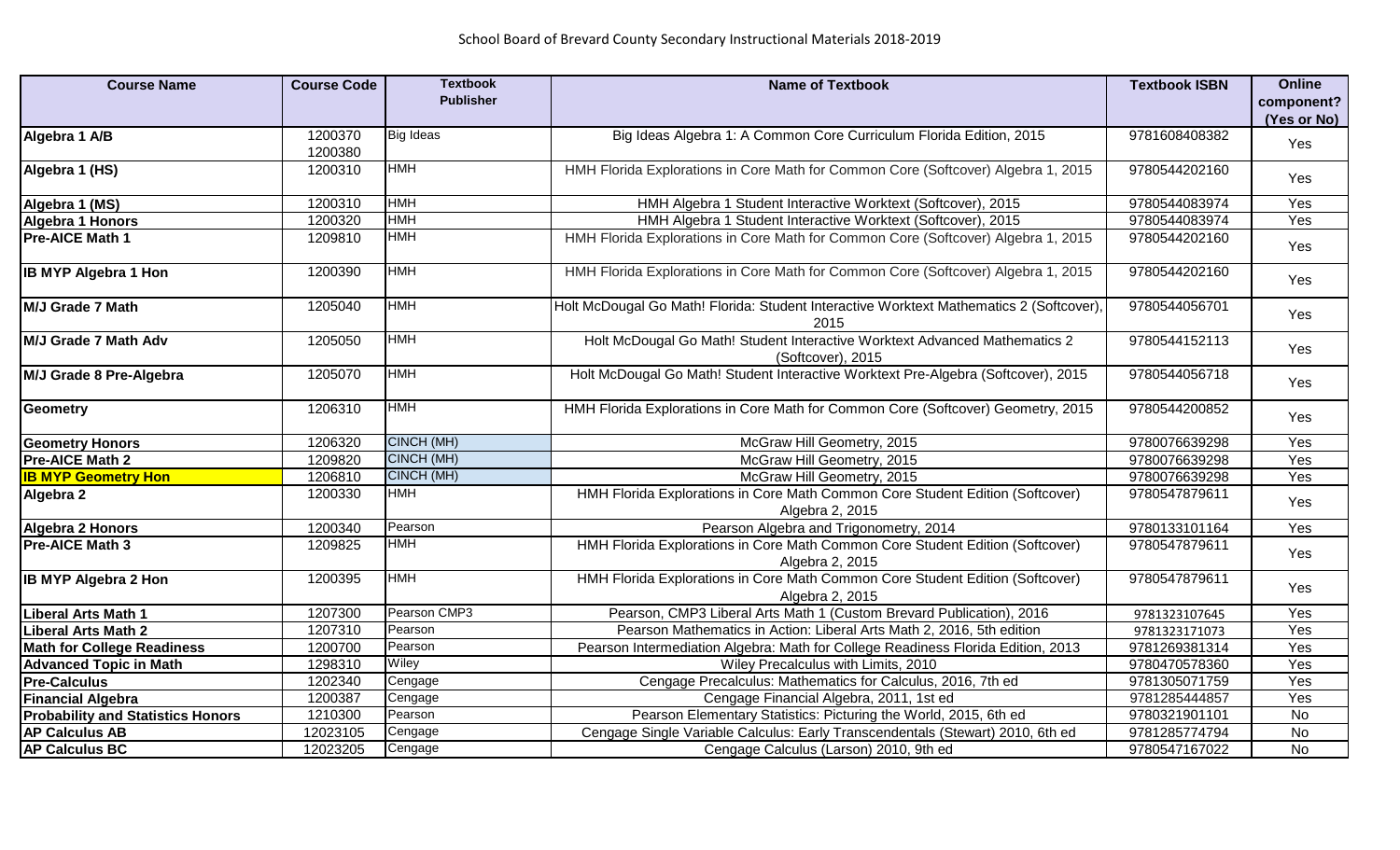School Board of Brevard County Secondary Instructional Materials 2018-2019

| Course Name | Course Code | Textbook Publisher | Name of Textbook | Textbook ISBN | Online component? (Yes or No) |
|---|---|---|---|---|---|
| **Algebra 1 A/B** | 1200370 1200380 | Big Ideas | Big Ideas Algebra 1: A Common Core Curriculum Florida Edition, 2015 | 9781608408382 | Yes |
| **Algebra 1 (HS)** | 1200310 | HMH | HMH Florida Explorations in Core Math for Common Core (Softcover) Algebra 1, 2015 | 9780544202160 | Yes |
| **Algebra 1 (MS)** | 1200310 | HMH | HMH Algebra 1 Student Interactive Worktext (Softcover), 2015 | 9780544083974 | Yes |
| **Algebra 1 Honors** | 1200320 | HMH | HMH Algebra 1 Student Interactive Worktext (Softcover), 2015 | 9780544083974 | Yes |
| **Pre-AICE Math 1** | 1209810 | HMH | HMH Florida Explorations in Core Math for Common Core (Softcover) Algebra 1, 2015 | 9780544202160 | Yes |
| **IB MYP Algebra 1 Hon** | 1200390 | HMH | HMH Florida Explorations in Core Math for Common Core (Softcover) Algebra 1, 2015 | 9780544202160 | Yes |
| **M/J Grade 7 Math** | 1205040 | HMH | Holt McDougal Go Math! Florida: Student Interactive Worktext Mathematics 2 (Softcover), 2015 | 9780544056701 | Yes |
| **M/J Grade 7 Math Adv** | 1205050 | HMH | Holt McDougal Go Math! Student Interactive Worktext Advanced Mathematics 2 (Softcover), 2015 | 9780544152113 | Yes |
| **M/J Grade 8 Pre-Algebra** | 1205070 | HMH | Holt McDougal Go Math! Student Interactive Worktext Pre-Algebra (Softcover), 2015 | 9780544056718 | Yes |
| **Geometry** | 1206310 | HMH | HMH Florida Explorations in Core Math for Common Core (Softcover) Geometry, 2015 | 9780544200852 | Yes |
| **Geometry Honors** | 1206320 | CINCH (MH) | McGraw Hill Geometry, 2015 | 9780076639298 | Yes |
| **Pre-AICE Math 2** | 1209820 | CINCH (MH) | McGraw Hill Geometry, 2015 | 9780076639298 | Yes |
| **IB MYP Geometry Hon** | 1206810 | CINCH (MH) | McGraw Hill Geometry, 2015 | 9780076639298 | Yes |
| **Algebra 2** | 1200330 | HMH | HMH Florida Explorations in Core Math Common Core Student Edition (Softcover) Algebra 2, 2015 | 9780547879611 | Yes |
| **Algebra 2 Honors** | 1200340 | Pearson | Pearson Algebra and Trigonometry, 2014 | 9780133101164 | Yes |
| **Pre-AICE Math 3** | 1209825 | HMH | HMH Florida Explorations in Core Math Common Core Student Edition (Softcover) Algebra 2, 2015 | 9780547879611 | Yes |
| **IB MYP Algebra 2 Hon** | 1200395 | HMH | HMH Florida Explorations in Core Math Common Core Student Edition (Softcover) Algebra 2, 2015 | 9780547879611 | Yes |
| **Liberal Arts Math 1** | 1207300 | Pearson CMP3 | Pearson, CMP3 Liberal Arts Math 1 (Custom Brevard Publication), 2016 | 9781323107645 | Yes |
| **Liberal Arts Math 2** | 1207310 | Pearson | Pearson Mathematics in Action: Liberal Arts Math 2, 2016, 5th edition | 9781323171073 | Yes |
| **Math for College Readiness** | 1200700 | Pearson | Pearson Intermediation Algebra: Math for College Readiness Florida Edition, 2013 | 9781269381314 | Yes |
| **Advanced Topic in Math** | 1298310 | Wiley | Wiley Precalculus with Limits, 2010 | 9780470578360 | Yes |
| **Pre-Calculus** | 1202340 | Cengage | Cengage Precalculus: Mathematics for Calculus, 2016, 7th ed | 9781305071759 | Yes |
| **Financial Algebra** | 1200387 | Cengage | Cengage Financial Algebra, 2011, 1st ed | 9781285444857 | Yes |
| **Probability and Statistics Honors** | 1210300 | Pearson | Pearson Elementary Statistics: Picturing the World, 2015, 6th ed | 9780321901101 | No |
| **AP Calculus AB** | 12023105 | Cengage | Cengage Single Variable Calculus: Early Transcendentals (Stewart) 2010, 6th ed | 9781285774794 | No |
| **AP Calculus BC** | 12023205 | Cengage | Cengage Calculus (Larson) 2010, 9th ed | 9780547167022 | No |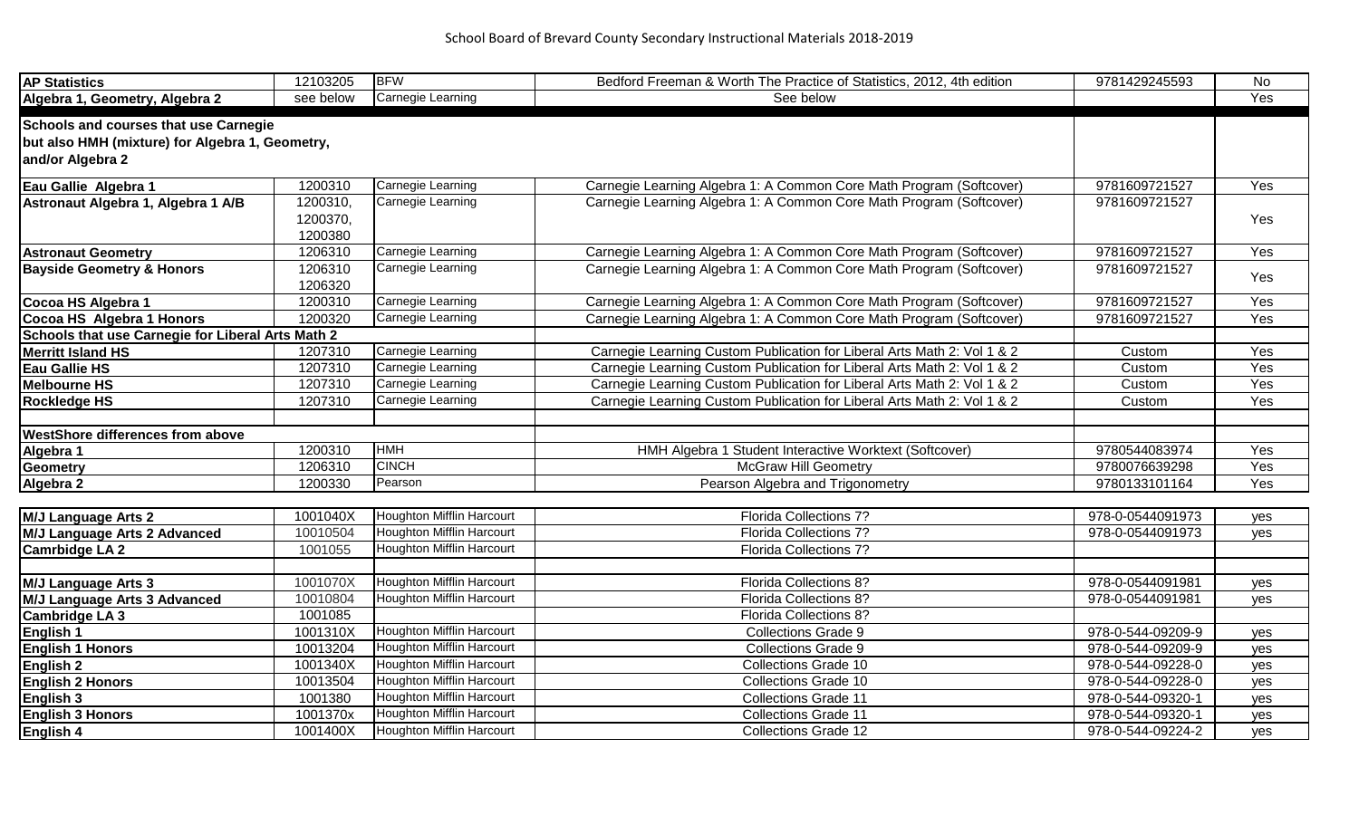School Board of Brevard County Secondary Instructional Materials 2018-2019

| | | | | | |
|---|---|---|---|---|---|
| **AP Statistics** | 12103205 | BFW | Bedford Freeman & Worth The Practice of Statistics, 2012, 4th edition | 9781429245593 | No |
| **Algebra 1, Geometry, Algebra 2** | see below | Carnegie Learning | See below | | Yes |
| **Schools and courses that use Carnegie but also HMH (mixture) for Algebra 1, Geometry, and/or Algebra 2** | | | | | |
| **Eau Gallie Algebra 1** | 1200310 | Carnegie Learning | Carnegie Learning Algebra 1: A Common Core Math Program (Softcover) | 9781609721527 | Yes |
| **Astronaut Algebra 1, Algebra 1 A/B** | 1200310, 1200370, 1200380 | Carnegie Learning | Carnegie Learning Algebra 1: A Common Core Math Program (Softcover) | 9781609721527 | Yes |
| **Astronaut Geometry** | 1206310 | Carnegie Learning | Carnegie Learning Algebra 1: A Common Core Math Program (Softcover) | 9781609721527 | Yes |
| **Bayside Geometry & Honors** | 1206310 1206320 | Carnegie Learning | Carnegie Learning Algebra 1: A Common Core Math Program (Softcover) | 9781609721527 | Yes |
| **Cocoa HS Algebra 1** | 1200310 | Carnegie Learning | Carnegie Learning Algebra 1: A Common Core Math Program (Softcover) | 9781609721527 | Yes |
| **Cocoa HS Algebra 1 Honors** | 1200320 | Carnegie Learning | Carnegie Learning Algebra 1: A Common Core Math Program (Softcover) | 9781609721527 | Yes |
| **Schools that use Carnegie for Liberal Arts Math 2** | | | | | |
| **Merritt Island HS** | 1207310 | Carnegie Learning | Carnegie Learning Custom Publication for Liberal Arts Math 2: Vol 1 & 2 | Custom | Yes |
| **Eau Gallie HS** | 1207310 | Carnegie Learning | Carnegie Learning Custom Publication for Liberal Arts Math 2: Vol 1 & 2 | Custom | Yes |
| **Melbourne HS** | 1207310 | Carnegie Learning | Carnegie Learning Custom Publication for Liberal Arts Math 2: Vol 1 & 2 | Custom | Yes |
| **Rockledge HS** | 1207310 | Carnegie Learning | Carnegie Learning Custom Publication for Liberal Arts Math 2: Vol 1 & 2 | Custom | Yes |
| | | | | | |
| **WestShore differences from above** | | | | | |
| **Algebra 1** | 1200310 | HMH | HMH Algebra 1 Student Interactive Worktext (Softcover) | 9780544083974 | Yes |
| **Geometry** | 1206310 | CINCH | McGraw Hill Geometry | 9780076639298 | Yes |
| **Algebra 2** | 1200330 | Pearson | Pearson Algebra and Trigonometry | 9780133101164 | Yes |

| | | | | | |
|---|---|---|---|---|---|
| **M/J Language Arts 2** | 1001040X | Houghton Mifflin Harcourt | Florida Collections 7? | 978-0-0544091973 | yes |
| **M/J Language Arts 2 Advanced** | 10010504 | Houghton Mifflin Harcourt | Florida Collections 7? | 978-0-0544091973 | yes |
| **Camrbidge LA 2** | 1001055 | Houghton Mifflin Harcourt | Florida Collections 7? | | |
| | | | | | |
| **M/J Language Arts 3** | 1001070X | Houghton Mifflin Harcourt | Florida Collections 8? | 978-0-0544091981 | yes |
| **M/J Language Arts 3 Advanced** | 10010804 | Houghton Mifflin Harcourt | Florida Collections 8? | 978-0-0544091981 | yes |
| **Cambridge LA 3** | 1001085 | | Florida Collections 8? | | |
| **English 1** | 1001310X | Houghton Mifflin Harcourt | Collections Grade 9 | 978-0-544-09209-9 | yes |
| **English 1 Honors** | 10013204 | Houghton Mifflin Harcourt | Collections Grade 9 | 978-0-544-09209-9 | yes |
| **English 2** | 1001340X | Houghton Mifflin Harcourt | Collections Grade 10 | 978-0-544-09228-0 | yes |
| **English 2 Honors** | 10013504 | Houghton Mifflin Harcourt | Collections Grade 10 | 978-0-544-09228-0 | yes |
| **English 3** | 1001380 | Houghton Mifflin Harcourt | Collections Grade 11 | 978-0-544-09320-1 | yes |
| **English 3 Honors** | 1001370x | Houghton Mifflin Harcourt | Collections Grade 11 | 978-0-544-09320-1 | yes |
| **English 4** | 1001400X | Houghton Mifflin Harcourt | Collections Grade 12 | 978-0-544-09224-2 | yes |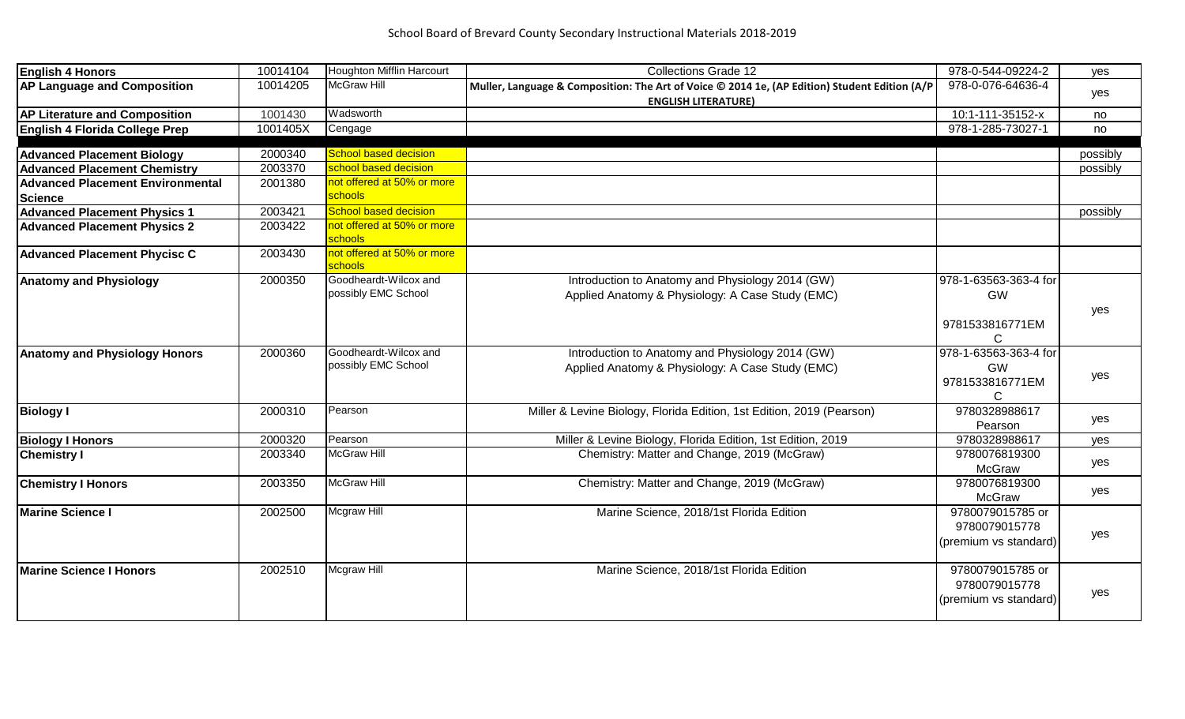School Board of Brevard County Secondary Instructional Materials 2018-2019

| | | | | | |
|---|---|---|---|---|---|
| **English 4 Honors** | 10014104 | Houghton Mifflin Harcourt | Collections Grade 12 | 978-0-544-09224-2 | yes |
| **AP Language and Composition** | 10014205 | McGraw Hill | **Muller, Language & Composition: The Art of Voice © 2014 1e, (AP Edition) Student Edition (A/P ENGLISH LITERATURE)** | 978-0-076-64636-4 | yes |
| **AP Literature and Composition** | 1001430 | Wadsworth | | 10:1-111-35152-x | no |
| **English 4 Florida College Prep** | 1001405X | Cengage | | 978-1-285-73027-1 | no |
| | | | | | |
| **Advanced Placement Biology** | 2000340 | School based decision | | | possibly |
| **Advanced Placement Chemistry** | 2003370 | school based decision | | | possibly |
| **Advanced Placement Environmental Science** | 2001380 | not offered at 50% or more schools | | | |
| **Advanced Placement Physics 1** | 2003421 | School based decision | | | possibly |
| **Advanced Placement Physics 2** | 2003422 | not offered at 50% or more schools | | | |
| **Advanced Placement Phycisc C** | 2003430 | not offered at 50% or more schools | | | |
| **Anatomy and Physiology** | 2000350 | Goodheardt-Wilcox and possibly EMC School | Introduction to Anatomy and Physiology 2014 (GW) Applied Anatomy & Physiology: A Case Study (EMC) | 978-1-63563-363-4 for GW 9781533816771EMC | yes |
| **Anatomy and Physiology Honors** | 2000360 | Goodheardt-Wilcox and possibly EMC School | Introduction to Anatomy and Physiology 2014 (GW) Applied Anatomy & Physiology: A Case Study (EMC) | 978-1-63563-363-4 for GW 9781533816771EMC | yes |
| **Biology I** | 2000310 | Pearson | Miller & Levine Biology, Florida Edition, 1st Edition, 2019 (Pearson) | 9780328988617 Pearson | yes |
| **Biology I Honors** | 2000320 | Pearson | Miller & Levine Biology, Florida Edition, 1st Edition, 2019 | 9780328988617 | yes |
| **Chemistry I** | 2003340 | McGraw Hill | Chemistry: Matter and Change, 2019 (McGraw) | 9780076819300 McGraw | yes |
| **Chemistry I Honors** | 2003350 | McGraw Hill | Chemistry: Matter and Change, 2019 (McGraw) | 9780076819300 McGraw | yes |
| **Marine Science I** | 2002500 | Mcgraw Hill | Marine Science, 2018/1st Florida Edition | 9780079015785 or 9780079015778 (premium vs standard) | yes |
| **Marine Science I Honors** | 2002510 | Mcgraw Hill | Marine Science, 2018/1st Florida Edition | 9780079015785 or 9780079015778 (premium vs standard) | yes |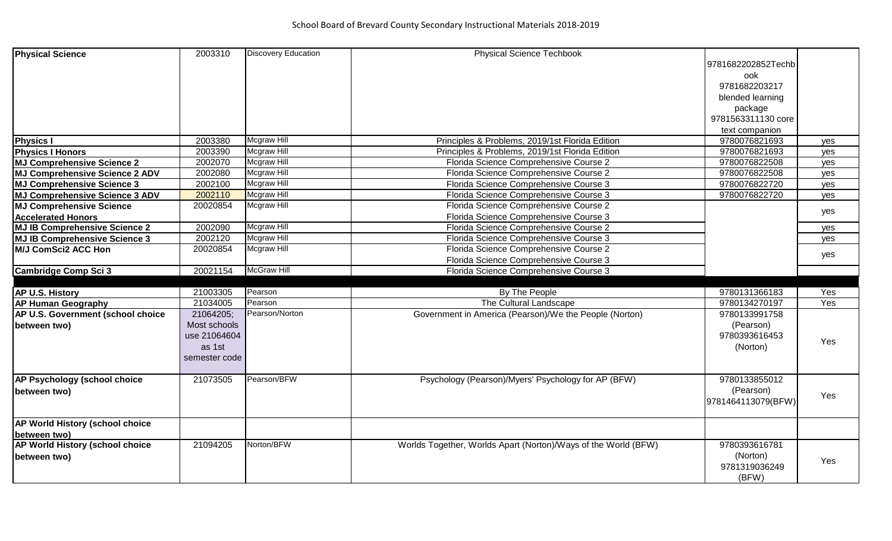| Physical Science | 2003310 | Discovery Education | Physical Science Techbook | 9781682202852Techbook 9781682203217 blended learning package 9781563311130 core text companion | |
|---|---|---|---|---|---|
| **Physics I** | 2003380 | Mcgraw Hill | Principles & Problems, 2019/1st Florida Edition | 9780076821693 | yes |
| **Physics I Honors** | 2003390 | Mcgraw Hill | Principles & Problems, 2019/1st Florida Edition | 9780076821693 | yes |
| **MJ Comprehensive Science 2** | 2002070 | Mcgraw Hill | Florida Science Comprehensive Course 2 | 9780076822508 | yes |
| **MJ Comprehensive Science 2 ADV** | 2002080 | Mcgraw Hill | Florida Science Comprehensive Course 2 | 9780076822508 | yes |
| **MJ Comprehensive Science 3** | 2002100 | Mcgraw Hill | Florida Science Comprehensive Course 3 | 9780076822720 | yes |
| **MJ Comprehensive Science 3 ADV** | 2002110 | Mcgraw Hill | Florida Science Comprehensive Course 3 | 9780076822720 | yes |
| **MJ Comprehensive Science Accelerated Honors** | 20020854 | Mcgraw Hill | Florida Science Comprehensive Course 2 Florida Science Comprehensive Course 3 | | yes |
| **MJ IB Comprehensive Science 2** | 2002090 | Mcgraw Hill | Florida Science Comprehensive Course 2 | | yes |
| **MJ IB Comprehensive Science 3** | 2002120 | Mcgraw Hill | Florida Science Comprehensive Course 3 | | yes |
| **M/J ComSci2 ACC Hon** | 20020854 | Mcgraw Hill | Florida Science Comprehensive Course 2 Florida Science Comprehensive Course 3 | | yes |
| **Cambridge Comp Sci 3** | 20021154 | McGraw Hill | Florida Science Comprehensive Course 3 | | |
| | | | | | |
| **AP U.S. History** | 21003305 | Pearson | By The People | 9780131366183 | Yes |
| **AP Human Geography** | 21034005 | Pearson | The Cultural Landscape | 9780134270197 | Yes |
| **AP U.S. Government (school choice between two)** | 21064205; Most schools use 21064604 as 1st semester code | Pearson/Norton | Government in America (Pearson)/We the People (Norton) | 9780133991758 (Pearson) 9780393616453 (Norton) | Yes |
| **AP Psychology (school choice between two)** | 21073505 | Pearson/BFW | Psychology (Pearson)/Myers' Psychology for AP (BFW) | 9780133855012 (Pearson) 9781464113079(BFW) | Yes |
| **AP World History (school choice between two)** | | | | | |
| **AP World History (school choice between two)** | 21094205 | Norton/BFW | Worlds Together, Worlds Apart (Norton)/Ways of the World (BFW) | 9780393616781 (Norton) 9781319036249 (BFW) | Yes |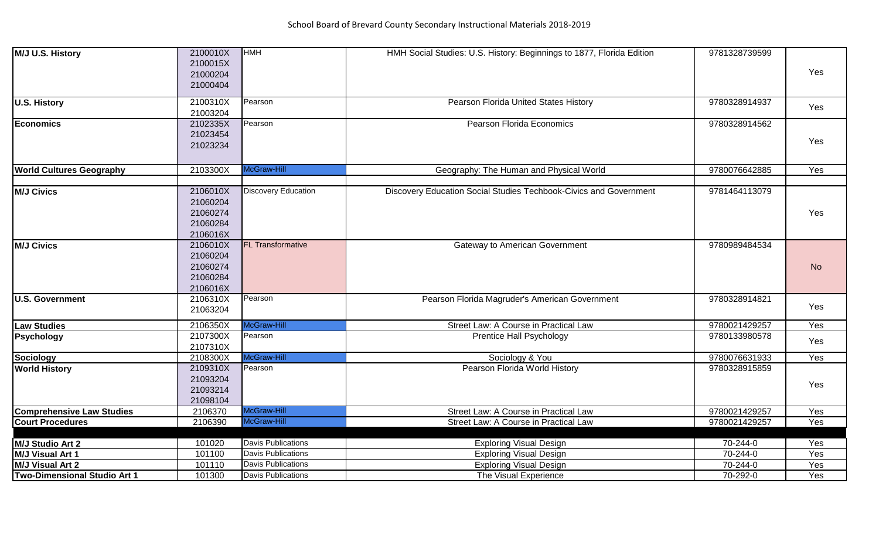School Board of Brevard County Secondary Instructional Materials 2018-2019

| Course | Course Number | Publisher | Title | ISBN | Adopted |
|---|---|---|---|---|---|
| **M/J U.S. History** | 2100010X<br>2100015X<br>21000204<br>21000404 | HMH | HMH Social Studies: U.S. History: Beginnings to 1877, Florida Edition | 9781328739599 | Yes |
| **U.S. History** | 2100310X<br>21003204 | Pearson | Pearson Florida United States History | 9780328914937 | Yes |
| **Economics** | 2102335X<br>21023454<br>21023234 | Pearson | Pearson Florida Economics | 9780328914562 | Yes |
| **World Cultures Geography** | 2103300X | McGraw-Hill | Geography: The Human and Physical World | 9780076642885 | Yes |
| | | | | | |
| **M/J Civics** | 2106010X<br>21060204<br>21060274<br>21060284<br>2106016X | Discovery Education | Discovery Education Social Studies Techbook-Civics and Government | 9781464113079 | Yes |
| **M/J Civics** | 2106010X<br>21060204<br>21060274<br>21060284<br>2106016X | FL Transformative | Gateway to American Government | 9780989484534 | No |
| **U.S. Government** | 2106310X<br>21063204 | Pearson | Pearson Florida Magruder's American Government | 9780328914821 | Yes |
| **Law Studies** | 2106350X | McGraw-Hill | Street Law: A Course in Practical Law | 9780021429257 | Yes |
| **Psychology** | 2107300X<br>2107310X | Pearson | Prentice Hall Psychology | 9780133980578 | Yes |
| **Sociology** | 2108300X | McGraw-Hill | Sociology & You | 9780076631933 | Yes |
| **World History** | 2109310X<br>21093204<br>21093214<br>21098104 | Pearson | Pearson Florida World History | 9780328915859 | Yes |
| **Comprehensive Law Studies** | 2106370 | McGraw-Hill | Street Law: A Course in Practical Law | 9780021429257 | Yes |
| **Court Procedures** | 2106390 | McGraw-Hill | Street Law: A Course in Practical Law | 9780021429257 | Yes |
| | | | | | |
| **M/J Studio Art 2** | 101020 | Davis Publications | Exploring Visual Design | 70-244-0 | Yes |
| **M/J Visual Art 1** | 101100 | Davis Publications | Exploring Visual Design | 70-244-0 | Yes |
| **M/J Visual Art 2** | 101110 | Davis Publications | Exploring Visual Design | 70-244-0 | Yes |
| **Two-Dimensional Studio Art 1** | 101300 | Davis Publications | The Visual Experience | 70-292-0 | Yes |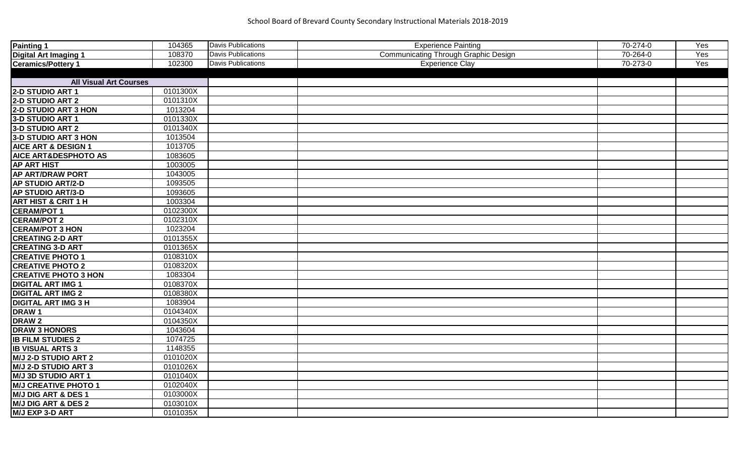# School Board of Brevard County Secondary Instructional Materials 2018-2019

| | | | | | |
|---|---|---|---|---|---|
| **Painting 1** | 104365 | Davis Publications | Experience Painting | 70-274-0 | Yes |
| **Digital Art Imaging 1** | 108370 | Davis Publications | Communicating Through Graphic Design | 70-264-0 | Yes |
| **Ceramics/Pottery 1** | 102300 | Davis Publications | Experience Clay | 70-273-0 | Yes |
| | | | | | |
| **All Visual Art Courses** | | | | | |
| **2-D STUDIO ART 1** | 0101300X | | | | |
| **2-D STUDIO ART 2** | 0101310X | | | | |
| **2-D STUDIO ART 3 HON** | 1013204 | | | | |
| **3-D STUDIO ART 1** | 0101330X | | | | |
| **3-D STUDIO ART 2** | 0101340X | | | | |
| **3-D STUDIO ART 3 HON** | 1013504 | | | | |
| **AICE ART & DESIGN 1** | 1013705 | | | | |
| **AICE ART&DESPHOTO AS** | 1083605 | | | | |
| **AP ART HIST** | 1003005 | | | | |
| **AP ART/DRAW PORT** | 1043005 | | | | |
| **AP STUDIO ART/2-D** | 1093505 | | | | |
| **AP STUDIO ART/3-D** | 1093605 | | | | |
| **ART HIST & CRIT 1 H** | 1003304 | | | | |
| **CERAM/POT 1** | 0102300X | | | | |
| **CERAM/POT 2** | 0102310X | | | | |
| **CERAM/POT 3 HON** | 1023204 | | | | |
| **CREATING 2-D ART** | 0101355X | | | | |
| **CREATING 3-D ART** | 0101365X | | | | |
| **CREATIVE PHOTO 1** | 0108310X | | | | |
| **CREATIVE PHOTO 2** | 0108320X | | | | |
| **CREATIVE PHOTO 3 HON** | 1083304 | | | | |
| **DIGITAL ART IMG 1** | 0108370X | | | | |
| **DIGITAL ART IMG 2** | 0108380X | | | | |
| **DIGITAL ART IMG 3 H** | 1083904 | | | | |
| **DRAW 1** | 0104340X | | | | |
| **DRAW 2** | 0104350X | | | | |
| **DRAW 3 HONORS** | 1043604 | | | | |
| **IB FILM STUDIES 2** | 1074725 | | | | |
| **IB VISUAL ARTS 3** | 1148355 | | | | |
| **M/J 2-D STUDIO ART 2** | 0101020X | | | | |
| **M/J 2-D STUDIO ART 3** | 0101026X | | | | |
| **M/J 3D STUDIO ART 1** | 0101040X | | | | |
| **M/J CREATIVE PHOTO 1** | 0102040X | | | | |
| **M/J DIG ART & DES 1** | 0103000X | | | | |
| **M/J DIG ART & DES 2** | 0103010X | | | | |
| **M/J EXP 3-D ART** | 0101035X | | | | |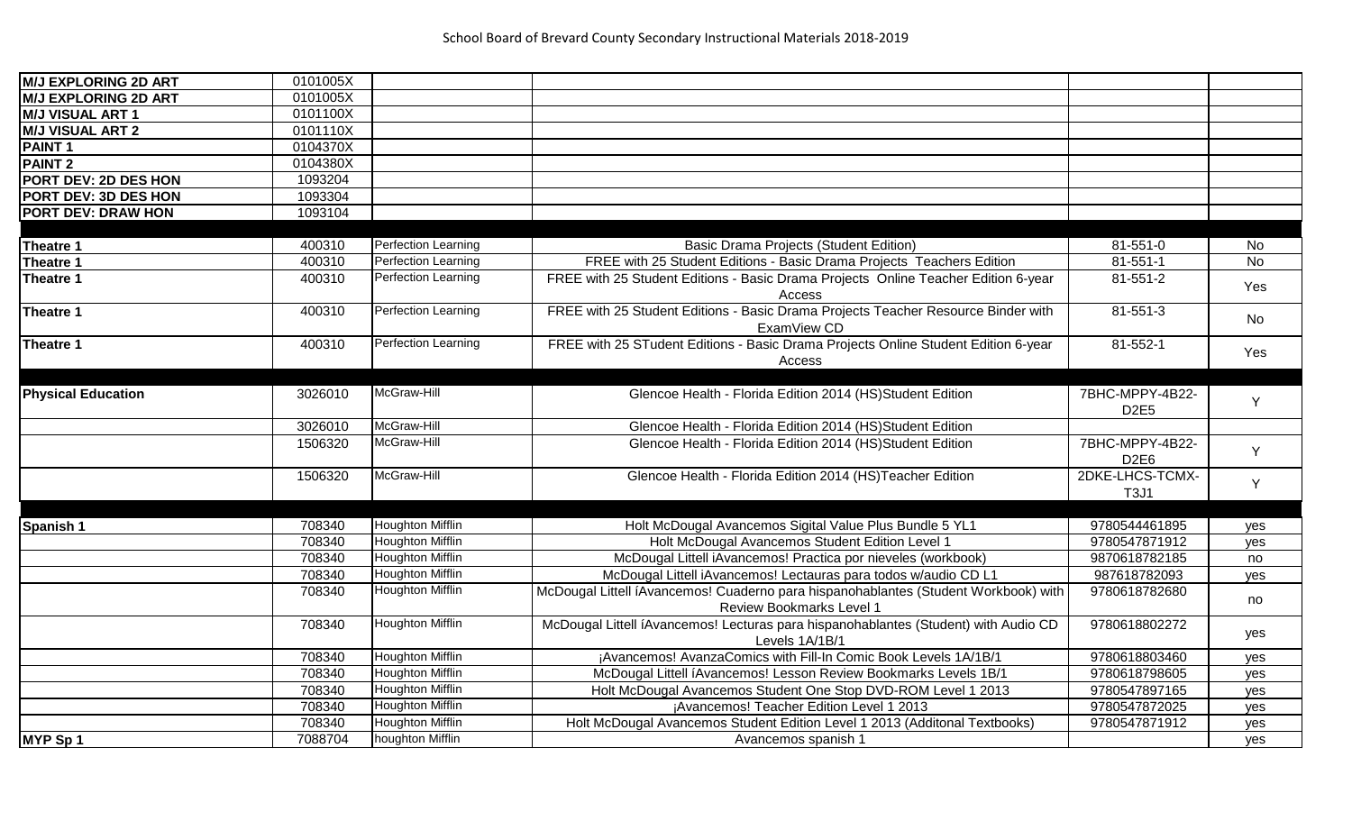| | | | | | |
|---|---|---|---|---|---|
| **M/J EXPLORING 2D ART** | 0101005X | | | | |
| **M/J EXPLORING 2D ART** | 0101005X | | | | |
| **M/J VISUAL ART 1** | 0101100X | | | | |
| **M/J VISUAL ART 2** | 0101110X | | | | |
| **PAINT 1** | 0104370X | | | | |
| **PAINT 2** | 0104380X | | | | |
| **PORT DEV: 2D DES HON** | 1093204 | | | | |
| **PORT DEV: 3D DES HON** | 1093304 | | | | |
| **PORT DEV: DRAW HON** | 1093104 | | | | |
| | | | | | |
| **Theatre 1** | 400310 | Perfection Learning | Basic Drama Projects (Student Edition) | 81-551-0 | No |
| **Theatre 1** | 400310 | Perfection Learning | FREE with 25 Student Editions - Basic Drama Projects Teachers Edition | 81-551-1 | No |
| **Theatre 1** | 400310 | Perfection Learning | FREE with 25 Student Editions - Basic Drama Projects Online Teacher Edition 6-year Access | 81-551-2 | Yes |
| **Theatre 1** | 400310 | Perfection Learning | FREE with 25 Student Editions - Basic Drama Projects Teacher Resource Binder with ExamView CD | 81-551-3 | No |
| **Theatre 1** | 400310 | Perfection Learning | FREE with 25 STudent Editions - Basic Drama Projects Online Student Edition 6-year Access | 81-552-1 | Yes |
| | | | | | |
| **Physical Education** | 3026010 | McGraw-Hill | Glencoe Health - Florida Edition 2014 (HS)Student Edition | 7BHC-MPPY-4B22-D2E5 | Y |
| | 3026010 | McGraw-Hill | Glencoe Health - Florida Edition 2014 (HS)Student Edition | | |
| | 1506320 | McGraw-Hill | Glencoe Health - Florida Edition 2014 (HS)Student Edition | 7BHC-MPPY-4B22-D2E6 | Y |
| | 1506320 | McGraw-Hill | Glencoe Health - Florida Edition 2014 (HS)Teacher Edition | 2DKE-LHCS-TCMX-T3J1 | Y |
| | | | | | |
| **Spanish 1** | 708340 | Houghton Mifflin | Holt McDougal Avancemos Sigital Value Plus Bundle 5 YL1 | 9780544461895 | yes |
| | 708340 | Houghton Mifflin | Holt McDougal Avancemos Student Edition Level 1 | 9780547871912 | yes |
| | 708340 | Houghton Mifflin | McDougal Littell iAvancemos! Practica por nieveles (workbook) | 9870618782185 | no |
| | 708340 | Houghton Mifflin | McDougal Littell iAvancemos! Lectauras para todos w/audio CD L1 | 987618782093 | yes |
| | 708340 | Houghton Mifflin | McDougal Littell íAvancemos! Cuaderno para hispanohablantes (Student Workbook) with Review Bookmarks Level 1 | 9780618782680 | no |
| | 708340 | Houghton Mifflin | McDougal Littell íAvancemos! Lecturas para hispanohablantes (Student) with Audio CD Levels 1A/1B/1 | 9780618802272 | yes |
| | 708340 | Houghton Mifflin | ¡Avancemos! AvanzaComics with Fill-In Comic Book Levels 1A/1B/1 | 9780618803460 | yes |
| | 708340 | Houghton Mifflin | McDougal Littell íAvancemos! Lesson Review Bookmarks Levels 1B/1 | 9780618798605 | yes |
| | 708340 | Houghton Mifflin | Holt McDougal Avancemos Student One Stop DVD-ROM Level 1 2013 | 9780547897165 | yes |
| | 708340 | Houghton Mifflin | ¡Avancemos! Teacher Edition Level 1 2013 | 9780547872025 | yes |
| | 708340 | Houghton Mifflin | Holt McDougal Avancemos Student Edition Level 1 2013 (Additonal Textbooks) | 9780547871912 | yes |
| **MYP Sp 1** | 7088704 | houghton Mifflin | Avancemos spanish 1 | | yes |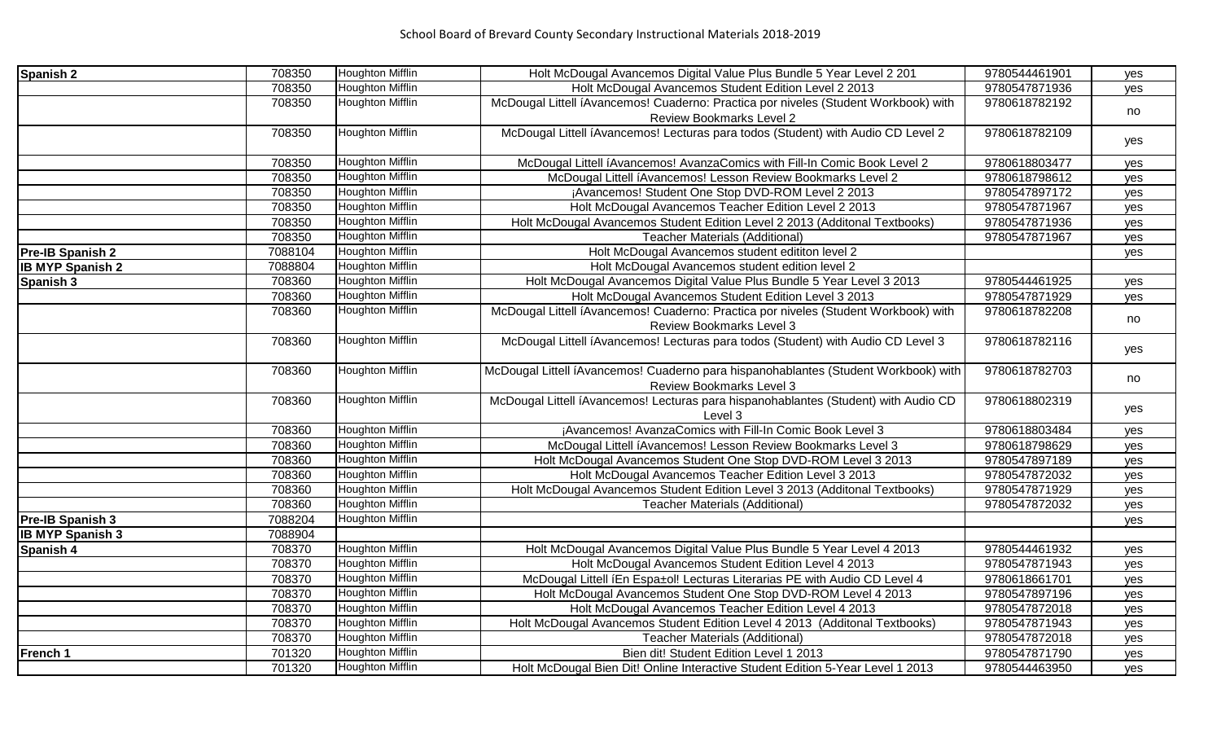School Board of Brevard County Secondary Instructional Materials 2018-2019

| | | | | | |
|---|---|---|---|---|---|
| **Spanish 2** | 708350 | Houghton Mifflin | Holt McDougal Avancemos Digital Value Plus Bundle 5 Year Level 2 201 | 9780544461901 | yes |
| | 708350 | Houghton Mifflin | Holt McDougal Avancemos Student Edition Level 2 2013 | 9780547871936 | yes |
| | 708350 | Houghton Mifflin | McDougal Littell íAvancemos! Cuaderno: Practica por niveles (Student Workbook) with Review Bookmarks Level 2 | 9780618782192 | no |
| | 708350 | Houghton Mifflin | McDougal Littell íAvancemos! Lecturas para todos (Student) with Audio CD Level 2 | 9780618782109 | yes |
| | 708350 | Houghton Mifflin | McDougal Littell íAvancemos! AvanzaComics with Fill-In Comic Book Level 2 | 9780618803477 | yes |
| | 708350 | Houghton Mifflin | McDougal Littell íAvancemos! Lesson Review Bookmarks Level 2 | 9780618798612 | yes |
| | 708350 | Houghton Mifflin | ¡Avancemos! Student One Stop DVD-ROM Level 2 2013 | 9780547897172 | yes |
| | 708350 | Houghton Mifflin | Holt McDougal Avancemos Teacher Edition Level 2 2013 | 9780547871967 | yes |
| | 708350 | Houghton Mifflin | Holt McDougal Avancemos Student Edition Level 2 2013 (Additonal Textbooks) | 9780547871936 | yes |
| | 708350 | Houghton Mifflin | Teacher Materials (Additional) | 9780547871967 | yes |
| **Pre-IB Spanish 2** | 7088104 | Houghton Mifflin | Holt McDougal Avancemos student edititon level 2 | | yes |
| **IB MYP Spanish 2** | 7088804 | Houghton Mifflin | Holt McDougal Avancemos student edition level 2 | | |
| **Spanish 3** | 708360 | Houghton Mifflin | Holt McDougal Avancemos Digital Value Plus Bundle 5 Year Level 3 2013 | 9780544461925 | yes |
| | 708360 | Houghton Mifflin | Holt McDougal Avancemos Student Edition Level 3 2013 | 9780547871929 | yes |
| | 708360 | Houghton Mifflin | McDougal Littell íAvancemos! Cuaderno: Practica por niveles (Student Workbook) with Review Bookmarks Level 3 | 9780618782208 | no |
| | 708360 | Houghton Mifflin | McDougal Littell íAvancemos! Lecturas para todos (Student) with Audio CD Level 3 | 9780618782116 | yes |
| | 708360 | Houghton Mifflin | McDougal Littell íAvancemos! Cuaderno para hispanohablantes (Student Workbook) with Review Bookmarks Level 3 | 9780618782703 | no |
| | 708360 | Houghton Mifflin | McDougal Littell íAvancemos! Lecturas para hispanohablantes (Student) with Audio CD Level 3 | 9780618802319 | yes |
| | 708360 | Houghton Mifflin | ¡Avancemos! AvanzaComics with Fill-In Comic Book Level 3 | 9780618803484 | yes |
| | 708360 | Houghton Mifflin | McDougal Littell íAvancemos! Lesson Review Bookmarks Level 3 | 9780618798629 | yes |
| | 708360 | Houghton Mifflin | Holt McDougal Avancemos Student One Stop DVD-ROM Level 3 2013 | 9780547897189 | yes |
| | 708360 | Houghton Mifflin | Holt McDougal Avancemos Teacher Edition Level 3 2013 | 9780547872032 | yes |
| | 708360 | Houghton Mifflin | Holt McDougal Avancemos Student Edition Level 3 2013 (Additonal Textbooks) | 9780547871929 | yes |
| | 708360 | Houghton Mifflin | Teacher Materials (Additional) | 9780547872032 | yes |
| **Pre-IB Spanish 3** | 7088204 | Houghton Mifflin | | | yes |
| **IB MYP Spanish 3** | 7088904 | | | | |
| **Spanish 4** | 708370 | Houghton Mifflin | Holt McDougal Avancemos Digital Value Plus Bundle 5 Year Level 4 2013 | 9780544461932 | yes |
| | 708370 | Houghton Mifflin | Holt McDougal Avancemos Student Edition Level 4 2013 | 9780547871943 | yes |
| | 708370 | Houghton Mifflin | McDougal Littell íEn Espa±ol! Lecturas Literarias PE with Audio CD Level 4 | 9780618661701 | yes |
| | 708370 | Houghton Mifflin | Holt McDougal Avancemos Student One Stop DVD-ROM Level 4 2013 | 9780547897196 | yes |
| | 708370 | Houghton Mifflin | Holt McDougal Avancemos Teacher Edition Level 4 2013 | 9780547872018 | yes |
| | 708370 | Houghton Mifflin | Holt McDougal Avancemos Student Edition Level 4 2013 (Additonal Textbooks) | 9780547871943 | yes |
| | 708370 | Houghton Mifflin | Teacher Materials (Additional) | 9780547872018 | yes |
| **French 1** | 701320 | Houghton Mifflin | Bien dit! Student Edition Level 1 2013 | 9780547871790 | yes |
| | 701320 | Houghton Mifflin | Holt McDougal Bien Dit! Online Interactive Student Edition 5-Year Level 1 2013 | 9780544463950 | yes |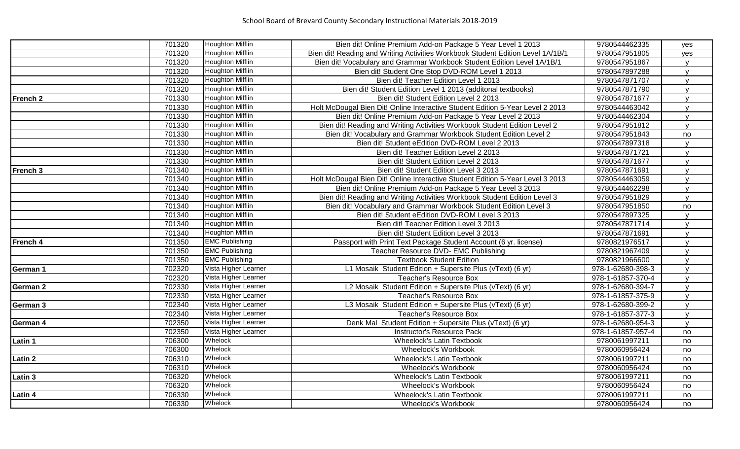School Board of Brevard County Secondary Instructional Materials 2018-2019

| | | | | | |
|---|---|---|---|---|---|
| | 701320 | Houghton Mifflin | Bien dit! Online Premium Add-on Package 5 Year Level 1 2013 | 9780544462335 | yes |
| | 701320 | Houghton Mifflin | Bien dit! Reading and Writing Activities Workbook Student Edition Level 1A/1B/1 | 9780547951805 | yes |
| | 701320 | Houghton Mifflin | Bien dit! Vocabulary and Grammar Workbook Student Edition Level 1A/1B/1 | 9780547951867 | y |
| | 701320 | Houghton Mifflin | Bien dit! Student One Stop DVD-ROM Level 1 2013 | 9780547897288 | y |
| | 701320 | Houghton Mifflin | Bien dit! Teacher Edition Level 1 2013 | 9780547871707 | y |
| | 701320 | Houghton Mifflin | Bien dit! Student Edition Level 1 2013 (additonal textbooks) | 9780547871790 | y |
| **French 2** | 701330 | Houghton Mifflin | Bien dit! Student Edition Level 2 2013 | 9780547871677 | y |
| | 701330 | Houghton Mifflin | Holt McDougal Bien Dit! Online Interactive Student Edition 5-Year Level 2 2013 | 9780544463042 | y |
| | 701330 | Houghton Mifflin | Bien dit! Online Premium Add-on Package 5 Year Level 2 2013 | 9780544462304 | y |
| | 701330 | Houghton Mifflin | Bien dit! Reading and Writing Activities Workbook Student Edition Level 2 | 9780547951812 | y |
| | 701330 | Houghton Mifflin | Bien dit! Vocabulary and Grammar Workbook Student Edition Level 2 | 9780547951843 | no |
| | 701330 | Houghton Mifflin | Bien dit! Student eEdition DVD-ROM Level 2 2013 | 9780547897318 | y |
| | 701330 | Houghton Mifflin | Bien dit! Teacher Edition Level 2 2013 | 9780547871721 | y |
| | 701330 | Houghton Mifflin | Bien dit! Student Edition Level 2 2013 | 9780547871677 | y |
| **French 3** | 701340 | Houghton Mifflin | Bien dit! Student Edition Level 3 2013 | 9780547871691 | y |
| | 701340 | Houghton Mifflin | Holt McDougal Bien Dit! Online Interactive Student Edition 5-Year Level 3 2013 | 9780544463059 | y |
| | 701340 | Houghton Mifflin | Bien dit! Online Premium Add-on Package 5 Year Level 3 2013 | 9780544462298 | y |
| | 701340 | Houghton Mifflin | Bien dit! Reading and Writing Activities Workbook Student Edition Level 3 | 9780547951829 | y |
| | 701340 | Houghton Mifflin | Bien dit! Vocabulary and Grammar Workbook Student Edition Level 3 | 9780547951850 | no |
| | 701340 | Houghton Mifflin | Bien dit! Student eEdition DVD-ROM Level 3 2013 | 9780547897325 | y |
| | 701340 | Houghton Mifflin | Bien dit! Teacher Edition Level 3 2013 | 9780547871714 | y |
| | 701340 | Houghton Mifflin | Bien dit! Student Edition Level 3 2013 | 9780547871691 | y |
| **French 4** | 701350 | EMC Publishing | Passport with Print Text Package Student Account (6 yr. license) | 9780821976517 | y |
| | 701350 | EMC Publishing | Teacher Resource DVD- EMC Publishing | 9780821967409 | y |
| | 701350 | EMC Publishing | Textbook Student Edition | 9780821966600 | y |
| **German 1** | 702320 | Vista Higher Learner | L1 Mosaik Student Edition + Supersite Plus (vText) (6 yr) | 978-1-62680-398-3 | y |
| | 702320 | Vista Higher Learner | Teacher's Resource Box | 978-1-61857-370-4 | y |
| **German 2** | 702330 | Vista Higher Learner | L2 Mosaik Student Edition + Supersite Plus (vText) (6 yr) | 978-1-62680-394-7 | y |
| | 702330 | Vista Higher Learner | Teacher's Resource Box | 978-1-61857-375-9 | y |
| **German 3** | 702340 | Vista Higher Learner | L3 Mosaik Student Edition + Supersite Plus (vText) (6 yr) | 978-1-62680-399-2 | y |
| | 702340 | Vista Higher Learner | Teacher's Resource Box | 978-1-61857-377-3 | y |
| **German 4** | 702350 | Vista Higher Learner | Denk Mal Student Edition + Supersite Plus (vText) (6 yr) | 978-1-62680-954-3 | y |
| | 702350 | Vista Higher Learner | Instructor's Resource Pack | 978-1-61857-957-4 | no |
| **Latin 1** | 706300 | Whelock | Wheelock's Latin Textbook | 9780061997211 | no |
| | 706300 | Whelock | Wheelock's Workbook | 9780060956424 | no |
| **Latin 2** | 706310 | Whelock | Wheelock's Latin Textbook | 9780061997211 | no |
| | 706310 | Whelock | Wheelock's Workbook | 9780060956424 | no |
| **Latin 3** | 706320 | Whelock | Wheelock's Latin Textbook | 9780061997211 | no |
| | 706320 | Whelock | Wheelock's Workbook | 9780060956424 | no |
| **Latin 4** | 706330 | Whelock | Wheelock's Latin Textbook | 9780061997211 | no |
| | 706330 | Whelock | Wheelock's Workbook | 9780060956424 | no |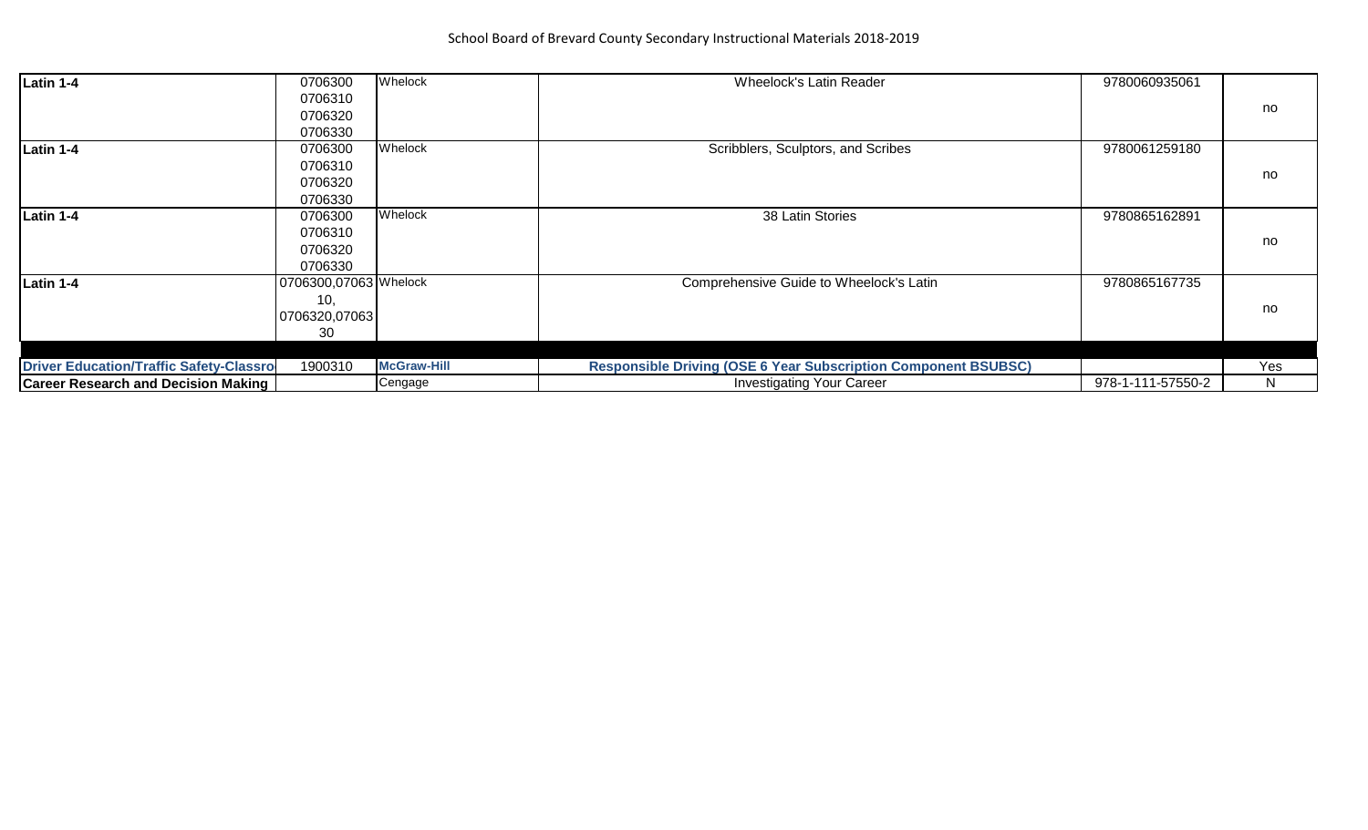| | | | | | |
|---|---|---|---|---|---|
| **Latin 1-4** | 0706300 0706310 0706320 0706330 | Whelock | Wheelock's Latin Reader | 9780060935061 | no |
| **Latin 1-4** | 0706300 0706310 0706320 0706330 | Whelock | Scribblers, Sculptors, and Scribes | 9780061259180 | no |
| **Latin 1-4** | 0706300 0706310 0706320 0706330 | Whelock | 38 Latin Stories | 9780865162891 | no |
| **Latin 1-4** | 0706300,0706310, 0706320,0706330 | Whelock | Comprehensive Guide to Wheelock's Latin | 9780865167735 | no |
| | | | | | |
| **Driver Education/Traffic Safety-Classro** | 1900310 | **McGraw-Hill** | **Responsible Driving (OSE 6 Year Subscription Component BSUBSC)** | | Yes |
| **Career Research and Decision Making** | | Cengage | Investigating Your Career | 978-1-111-57550-2 | N |